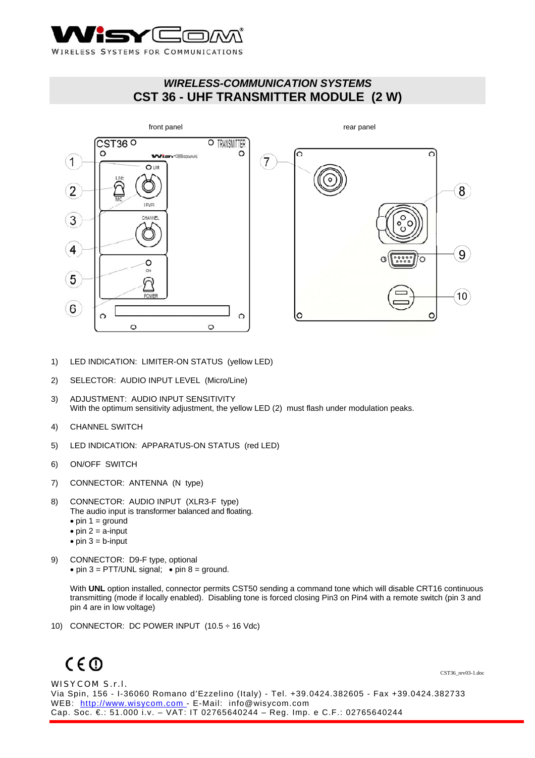# WISYCOM

WIRELESS SYSTEMS FOR COMMUNICATIONS

## *WIRELESS-COMMUNICATION SYSTEMS*
## CST 36 - UHF TRANSMITTER MODULE (2 W)

front panel

rear panel

1) LED INDICATION: LIMITER-ON STATUS (yellow LED)

2) SELECTOR: AUDIO INPUT LEVEL (Micro/Line)

3) ADJUSTMENT: AUDIO INPUT SENSITIVITY
   With the optimum sensitivity adjustment, the yellow LED (2) must flash under modulation peaks.

4) CHANNEL SWITCH

5) LED INDICATION: APPARATUS-ON STATUS (red LED)

6) ON/OFF SWITCH

7) CONNECTOR: ANTENNA (N type)

8) CONNECTOR: AUDIO INPUT (XLR3-F type)
   The audio input is transformer balanced and floating.
   - pin 1 = ground
   - pin 2 = a-input
   - pin 3 = b-input

9) CONNECTOR: D9-F type, optional
   - pin 3 = PTT/UNL signal; • pin 8 = ground.

   With **UNL** option installed, connector permits CST50 sending a command tone which will disable CRT16 continuous transmitting (mode if locally enabled). Disabling tone is forced closing Pin3 on Pin4 with a remote switch (pin 3 and pin 4 are in low voltage)

10) CONNECTOR: DC POWER INPUT (10.5 ÷ 16 Vdc)

CST36_rev03-1.doc

WISYCOM S.r.l.
Via Spin, 156 - I-36060 Romano d'Ezzelino (Italy) - Tel. +39.0424.382605 - Fax +39.0424.382733
WEB: http://www.wisycom.com - E-Mail: info@wisycom.com
Cap. Soc. €.: 51.000 i.v. – VAT: IT 02765640244 – Reg. Imp. e C.F.: 02765640244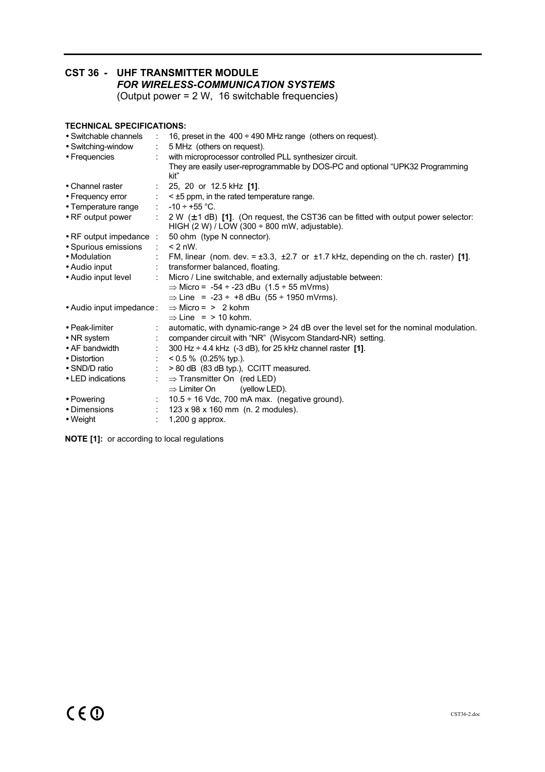## CST 36 - UHF TRANSMITTER MODULE
### *FOR WIRELESS-COMMUNICATION SYSTEMS*
(Output power = 2 W, 16 switchable frequencies)

**TECHNICAL SPECIFICATIONS:**

| | | |
|---|---|---|
| • Switchable channels | : | 16, preset in the 400 ÷ 490 MHz range (others on request). |
| • Switching-window | : | 5 MHz (others on request). |
| • Frequencies | : | with microprocessor controlled PLL synthesizer circuit. They are easily user-reprogrammable by DOS-PC and optional "UPK32 Programming kit" |
| • Channel raster | : | 25, 20 or 12.5 kHz **[1]**. |
| • Frequency error | : | < ±5 ppm, in the rated temperature range. |
| • Temperature range | : | -10 ÷ +55 °C. |
| • RF output power | : | 2 W (±1 dB) **[1]**. (On request, the CST36 can be fitted with output power selector: HIGH (2 W) / LOW (300 ÷ 800 mW, adjustable). |
| • RF output impedance | : | 50 ohm (type N connector). |
| • Spurious emissions | : | < 2 nW. |
| • Modulation | : | FM, linear (nom. dev. = ±3.3, ±2.7 or ±1.7 kHz, depending on the ch. raster) **[1]**. |
| • Audio input | : | transformer balanced, floating. |
| • Audio input level | : | Micro / Line switchable, and externally adjustable between: ⇒ Micro = -54 ÷ -23 dBu (1.5 ÷ 55 mVrms) ⇒ Line = -23 ÷ +8 dBu (55 ÷ 1950 mVrms). |
| • Audio input impedance | : | ⇒ Micro = > 2 kohm ⇒ Line = > 10 kohm. |
| • Peak-limiter | : | automatic, with dynamic-range > 24 dB over the level set for the nominal modulation. |
| • NR system | : | compander circuit with "NR" (Wisycom Standard-NR) setting. |
| • AF bandwidth | : | 300 Hz ÷ 4.4 kHz (-3 dB), for 25 kHz channel raster **[1]**. |
| • Distortion | : | < 0.5 % (0.25% typ.). |
| • SND/D ratio | : | > 80 dB (83 dB typ.), CCITT measured. |
| • LED indications | : | ⇒ Transmitter On (red LED) ⇒ Limiter On (yellow LED). |
| • Powering | : | 10.5 ÷ 16 Vdc, 700 mA max. (negative ground). |
| • Dimensions | : | 123 x 98 x 160 mm (n. 2 modules). |
| • Weight | : | 1,200 g approx. |

**NOTE [1]:** or according to local regulations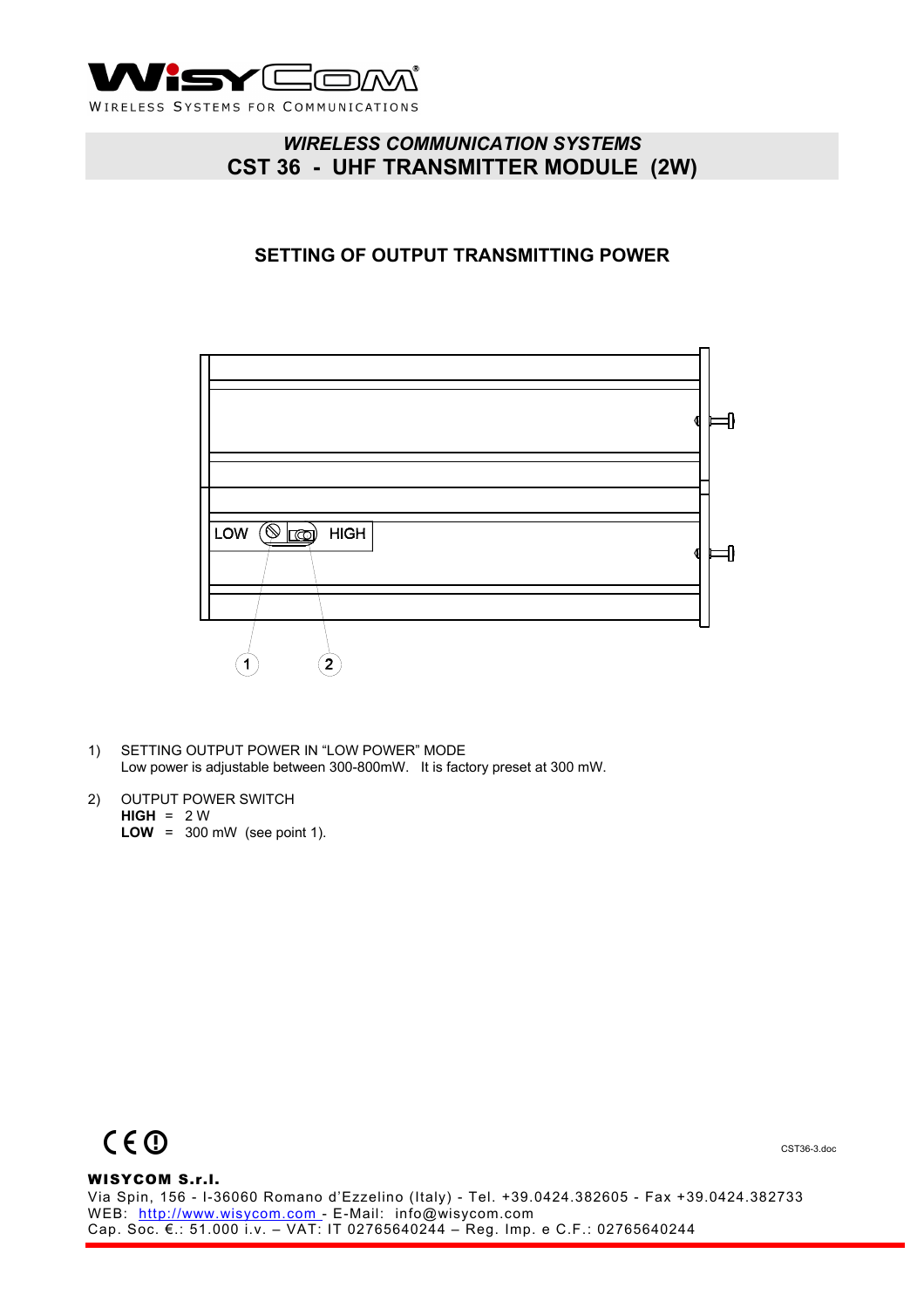WIRELESS SYSTEMS FOR COMMUNICATIONS

## *WIRELESS COMMUNICATION SYSTEMS*
## CST 36 - UHF TRANSMITTER MODULE (2W)

### SETTING OF OUTPUT TRANSMITTING POWER

LOW HIGH

1 2

1) SETTING OUTPUT POWER IN “LOW POWER” MODE
   Low power is adjustable between 300-800mW. It is factory preset at 300 mW.

2) OUTPUT POWER SWITCH
   **HIGH** = 2 W
   **LOW** = 300 mW (see point 1).

CST36-3.doc

**WISYCOM S.r.l.**
Via Spin, 156 - I-36060 Romano d’Ezzelino (Italy) - Tel. +39.0424.382605 - Fax +39.0424.382733
WEB: http://www.wisycom.com - E-Mail: info@wisycom.com
Cap. Soc. €.: 51.000 i.v. – VAT: IT 02765640244 – Reg. Imp. e C.F.: 02765640244